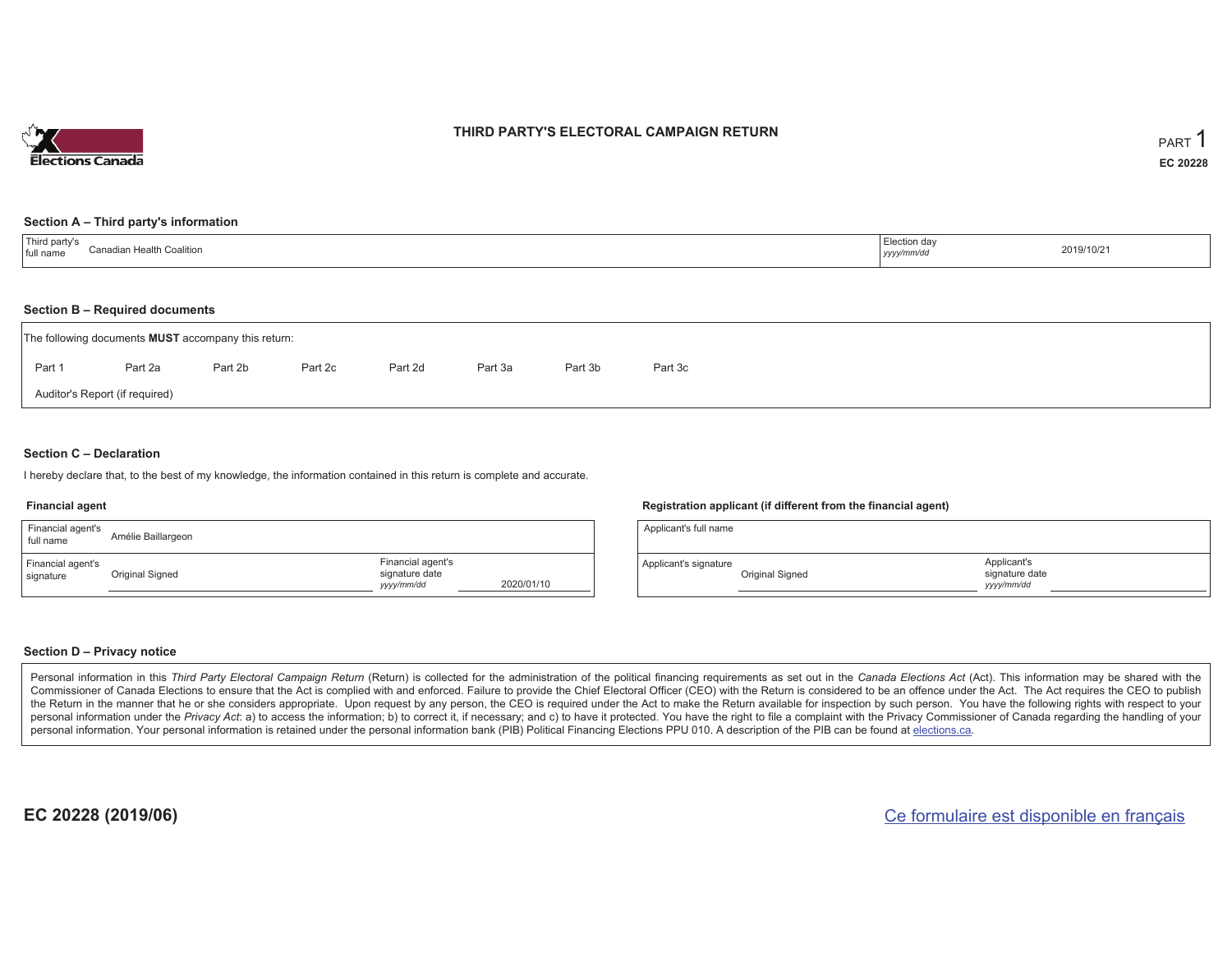# THIRD PARTY'S ELECTORAL CAMPAIGN RETURN

PART 1

**EC 20228**

## Section A – Third party's information

| Third party's full name | Canadian Health Coalition | Election day *yyyy/mm/dd* | 2019/10/21 |
|---|---|---|---|

## Section B – Required documents

The following documents **MUST** accompany this return:

Part 1 | Part 2a | Part 2b | Part 2c | Part 2d | Part 3a | Part 3b | Part 3c

Auditor's Report (if required)

## Section C – Declaration

I hereby declare that, to the best of my knowledge, the information contained in this return is complete and accurate.

### Financial agent

| Financial agent's full name | Amélie Baillargeon | | |
|---|---|---|---|
| Financial agent's signature | Original Signed | Financial agent's signature date *yyyy/mm/dd* | 2020/01/10 |

### Registration applicant (if different from the financial agent)

| Applicant's full name | | | |
|---|---|---|---|
| Applicant's signature | Original Signed | Applicant's signature date *yyyy/mm/dd* | |

## Section D – Privacy notice

Personal information in this *Third Party Electoral Campaign Return* (Return) is collected for the administration of the political financing requirements as set out in the *Canada Elections Act* (Act). This information may be shared with the Commissioner of Canada Elections to ensure that the Act is complied with and enforced. Failure to provide the Chief Electoral Officer (CEO) with the Return is considered to be an offence under the Act. The Act requires the CEO to publish the Return in the manner that he or she considers appropriate. Upon request by any person, the CEO is required under the Act to make the Return available for inspection by such person. You have the following rights with respect to your personal information under the *Privacy Act*: a) to access the information; b) to correct it, if necessary; and c) to have it protected. You have the right to file a complaint with the Privacy Commissioner of Canada regarding the handling of your personal information. Your personal information is retained under the personal information bank (PIB) Political Financing Elections PPU 010. A description of the PIB can be found at elections.ca.

**EC 20228 (2019/06)**

Ce formulaire est disponible en français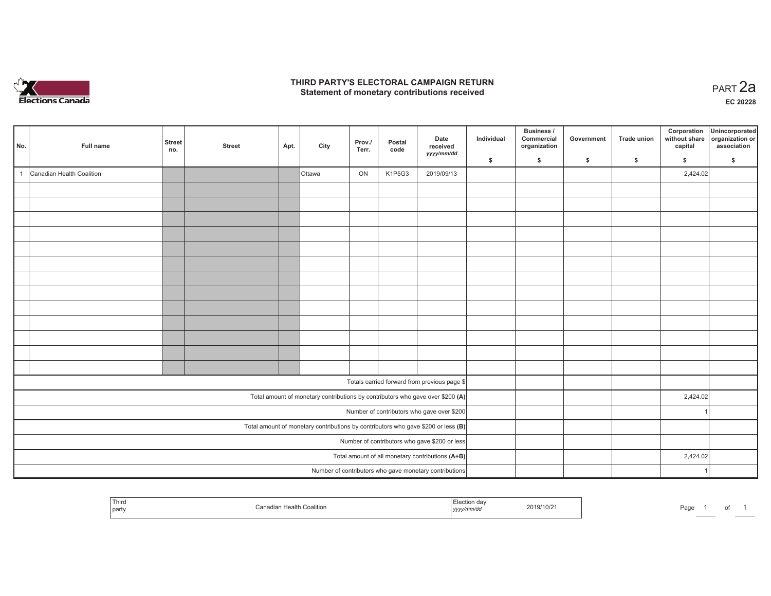# THIRD PARTY'S ELECTORAL CAMPAIGN RETURN
## Statement of monetary contributions received

PART 2a

EC 20228

| No. | Full name | Street no. | Street | Apt. | City | Prov./ Terr. | Postal code | Date received yyyy/mm/dd | Individual $ | Business / Commercial organization $ | Government $ | Trade union $ | Corporation without share capital $ | Unincorporated organization or association $ |
|---|---|---|---|---|---|---|---|---|---|---|---|---|---|---|
| 1 | Canadian Health Coalition | | | | Ottawa | ON | K1P5G3 | 2019/09/13 | | | | | 2,424.02 | |
| | | | | | | | | | | | | | | |
| | | | | | | | | | | | | | | |
| | | | | | | | | | | | | | | |
| | | | | | | | | | | | | | | |
| | | | | | | | | | | | | | | |
| | | | | | | | | | | | | | | |
| | | | | | | | | | | | | | | |
| | | | | | | | | | | | | | | |
| | | | | | | | | | | | | | | |
| | | | | | | | | | | | | | | |
| | | | | | | | | | | | | | | |
| | | | | | | | | | | | | | | |
| | | | | | | | | | | | | | | |
| Totals carried forward from previous page $ | | | | | | | | | | | | | | |
| Total amount of monetary contributions by contributors who gave over $200 (A) | | | | | | | | | | | | | 2,424.02 | |
| Number of contributors who gave over $200 | | | | | | | | | | | | | 1 | |
| Total amount of monetary contributions by contributors who gave $200 or less (B) | | | | | | | | | | | | | | |
| Number of contributors who gave $200 or less | | | | | | | | | | | | | | |
| Total amount of all monetary contributions (A+B) | | | | | | | | | | | | | 2,424.02 | |
| Number of contributors who gave monetary contributions | | | | | | | | | | | | | 1 | |

| Third party | Canadian Health Coalition | Election day yyyy/mm/dd | 2019/10/21 |
|---|---|---|---|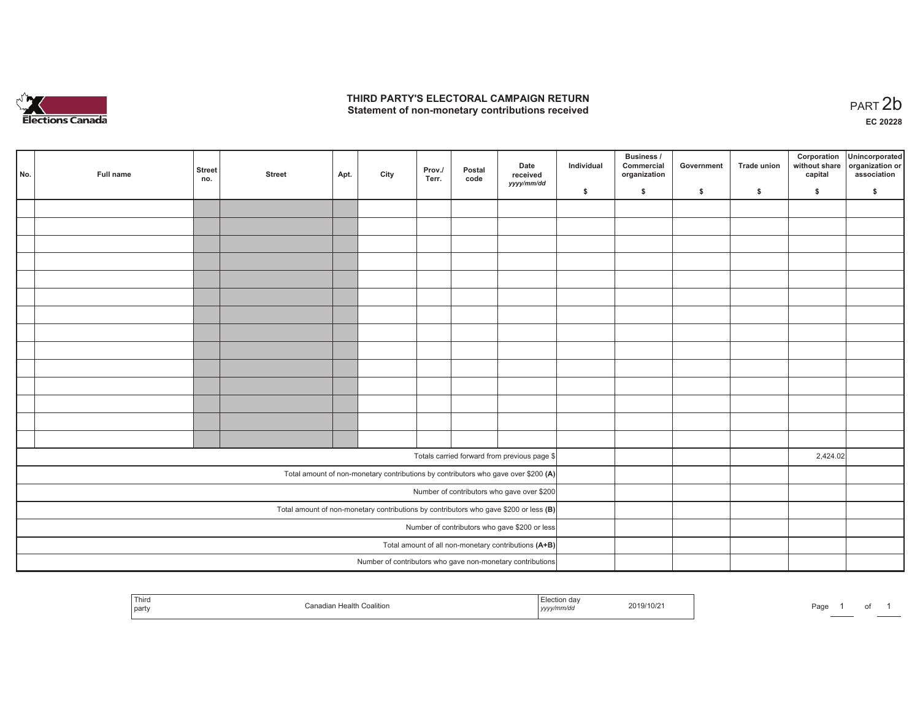# THIRD PARTY'S ELECTORAL CAMPAIGN RETURN
## Statement of non-monetary contributions received

PART 2b

EC 20228

| No. | Full name | Street no. | Street | Apt. | City | Prov./ Terr. | Postal code | Date received yyyy/mm/dd | Individual $ | Business / Commercial organization $ | Government $ | Trade union $ | Corporation without share capital $ | Unincorporated organization or association $ |
|---|---|---|---|---|---|---|---|---|---|---|---|---|---|---|
| | | | | | | | | | | | | | | |
| | | | | | | | | | | | | | | |
| | | | | | | | | | | | | | | |
| | | | | | | | | | | | | | | |
| | | | | | | | | | | | | | | |
| | | | | | | | | | | | | | | |
| | | | | | | | | | | | | | | |
| | | | | | | | | | | | | | | |
| | | | | | | | | | | | | | | |
| | | | | | | | | | | | | | | |
| | | | | | | | | | | | | | | |
| | | | | | | | | | | | | | | |
| | | | | | | | | | | | | | | |
| | | | | | | | | | | | | | | |
| Totals carried forward from previous page $ | | | | | | | | | | | | | 2,424.02 | |
| Total amount of non-monetary contributions by contributors who gave over $200 (A) | | | | | | | | | | | | | | |
| Number of contributors who gave over $200 | | | | | | | | | | | | | | |
| Total amount of non-monetary contributions by contributors who gave $200 or less (B) | | | | | | | | | | | | | | |
| Number of contributors who gave $200 or less | | | | | | | | | | | | | | |
| Total amount of all non-monetary contributions (A+B) | | | | | | | | | | | | | | |
| Number of contributors who gave non-monetary contributions | | | | | | | | | | | | | | |

| Third party | Canadian Health Coalition | Election day yyyy/mm/dd | 2019/10/21 |
|---|---|---|---|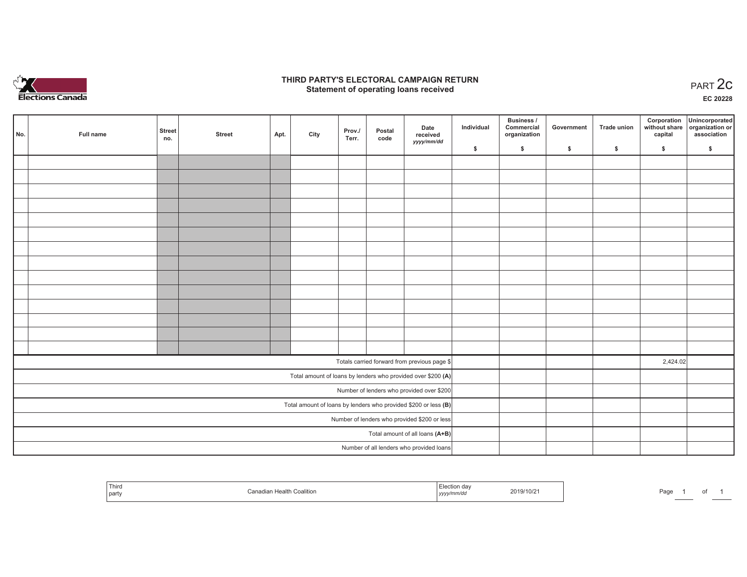# THIRD PARTY'S ELECTORAL CAMPAIGN RETURN
## Statement of operating loans received

PART 2c

EC 20228

| No. | Full name | Street no. | Street | Apt. | City | Prov./ Terr. | Postal code | Date received yyyy/mm/dd | Individual $ | Business / Commercial organization $ | Government $ | Trade union $ | Corporation without share capital $ | Unincorporated organization or association $ |
|---|---|---|---|---|---|---|---|---|---|---|---|---|---|---|
| | | | | | | | | | | | | | | |
| | | | | | | | | | | | | | | |
| | | | | | | | | | | | | | | |
| | | | | | | | | | | | | | | |
| | | | | | | | | | | | | | | |
| | | | | | | | | | | | | | | |
| | | | | | | | | | | | | | | |
| | | | | | | | | | | | | | | |
| | | | | | | | | | | | | | | |
| | | | | | | | | | | | | | | |
| | | | | | | | | | | | | | | |
| | | | | | | | | | | | | | | |
| | | | | | | | | | | | | | | |
| | | | | | | | | | | | | | | |
| Totals carried forward from previous page $ | | | | | | | | | | | | | 2,424.02 | |
| Total amount of loans by lenders who provided over $200 **(A)** | | | | | | | | | | | | | | |
| Number of lenders who provided over $200 | | | | | | | | | | | | | | |
| Total amount of loans by lenders who provided $200 or less **(B)** | | | | | | | | | | | | | | |
| Number of lenders who provided $200 or less | | | | | | | | | | | | | | |
| Total amount of all loans **(A+B)** | | | | | | | | | | | | | | |
| Number of all lenders who provided loans | | | | | | | | | | | | | | |

| Third party | Canadian Health Coalition | Election day yyyy/mm/dd | 2019/10/21 |
|---|---|---|---|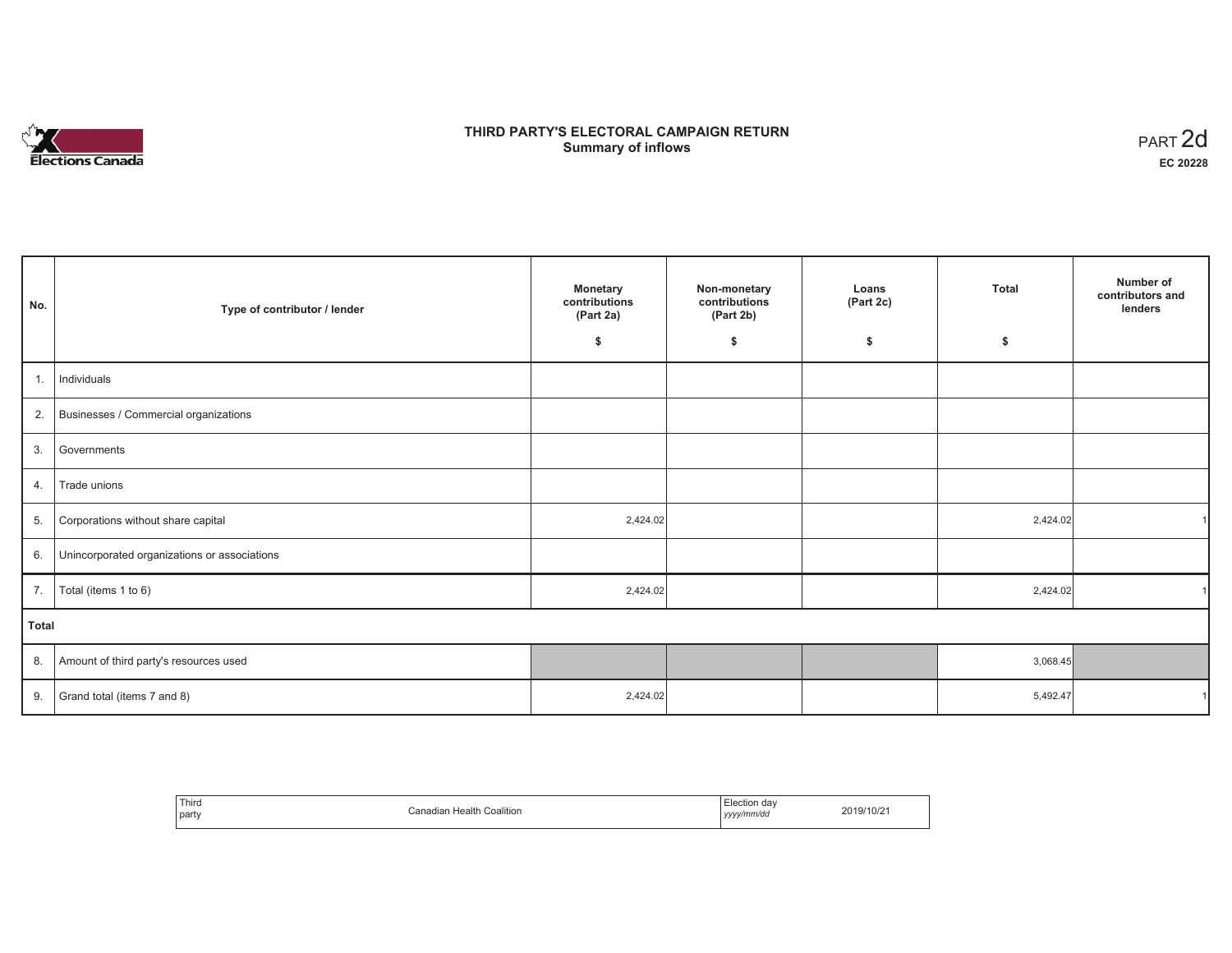# THIRD PARTY'S ELECTORAL CAMPAIGN RETURN
## Summary of inflows

PART 2d

**EC 20228**

| No. | Type of contributor / lender | Monetary contributions (Part 2a) $ | Non-monetary contributions (Part 2b) $ | Loans (Part 2c) $ | Total $ | Number of contributors and lenders |
|---|---|---|---|---|---|---|
| 1. | Individuals | | | | | |
| 2. | Businesses / Commercial organizations | | | | | |
| 3. | Governments | | | | | |
| 4. | Trade unions | | | | | |
| 5. | Corporations without share capital | 2,424.02 | | | 2,424.02 | 1 |
| 6. | Unincorporated organizations or associations | | | | | |
| 7. | Total (items 1 to 6) | 2,424.02 | | | 2,424.02 | 1 |
| **Total** | | | | | | |
| 8. | Amount of third party's resources used | | | | 3,068.45 | |
| 9. | Grand total (items 7 and 8) | 2,424.02 | | | 5,492.47 | 1 |

| Third party | Canadian Health Coalition | Election day *yyyy/mm/dd* | 2019/10/21 |
|---|---|---|---|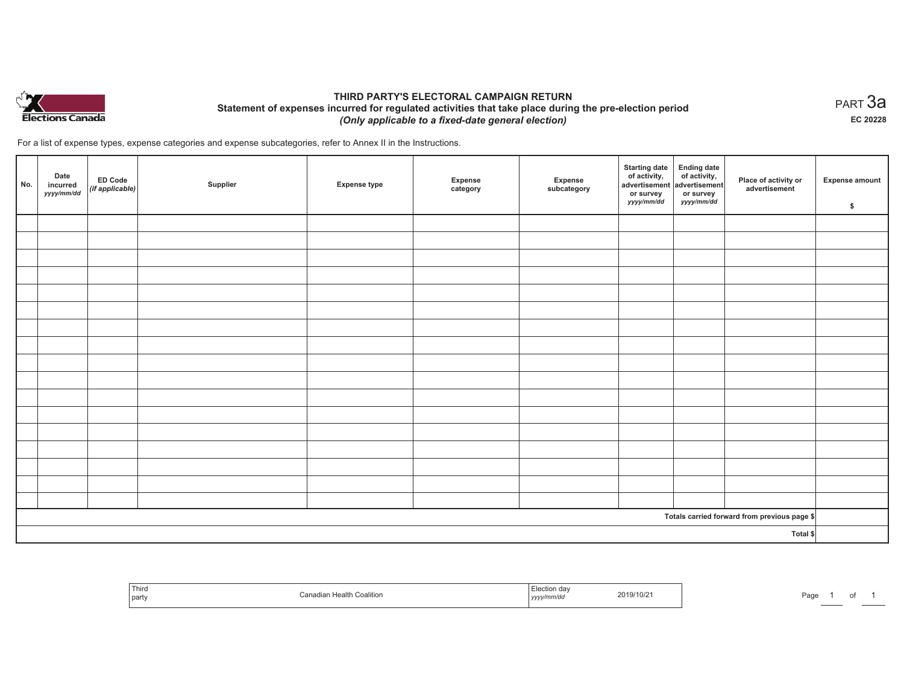Elections Canada

# THIRD PARTY'S ELECTORAL CAMPAIGN RETURN

## Statement of expenses incurred for regulated activities that take place during the pre-election period

*(Only applicable to a fixed-date general election)*

PART 3a

EC 20228

For a list of expense types, expense categories and expense subcategories, refer to Annex II in the Instructions.

| No. | Date incurred *yyyy/mm/dd* | ED Code *(if applicable)* | Supplier | Expense type | Expense category | Expense subcategory | Starting date of activity, advertisement or survey *yyyy/mm/dd* | Ending date of activity, advertisement or survey *yyyy/mm/dd* | Place of activity or advertisement | Expense amount $ |
|---|---|---|---|---|---|---|---|---|---|---|
| | | | | | | | | | | |
| | | | | | | | | | | |
| | | | | | | | | | | |
| | | | | | | | | | | |
| | | | | | | | | | | |
| | | | | | | | | | | |
| | | | | | | | | | | |
| | | | | | | | | | | |
| | | | | | | | | | | |
| | | | | | | | | | | |
| | | | | | | | | | | |
| | | | | | | | | | | |
| | | | | | | | | | | |
| | | | | | | | | | | |
| | | | | | | | | | | |
| | | | | | | | | | | |
| | | | | | | | | | | |
| | | | | | | | | | Totals carried forward from previous page $ | |
| | | | | | | | | | Total $ | |

| Third party | Canadian Health Coalition | Election day *yyyy/mm/dd* | 2019/10/21 |
|---|---|---|---|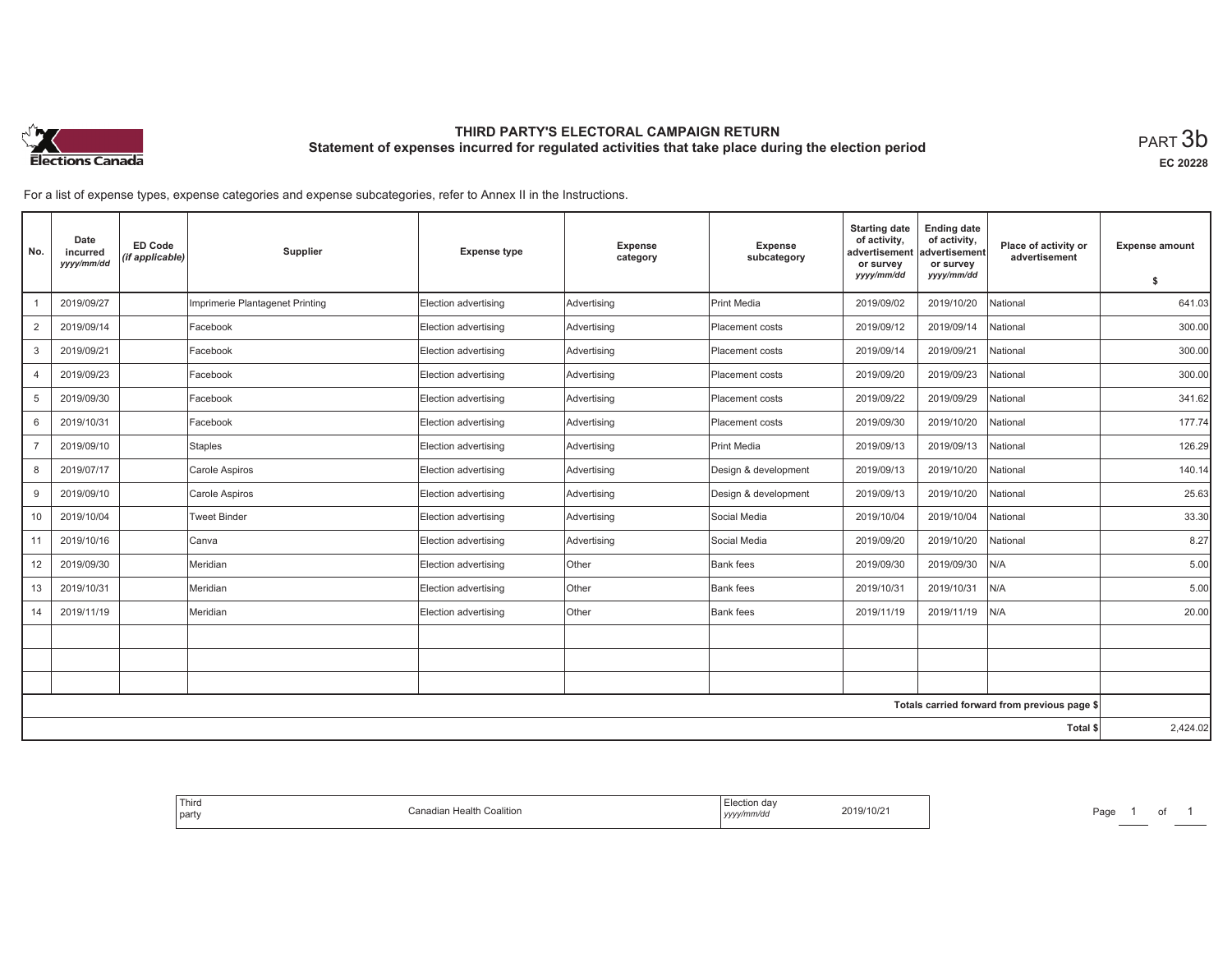# THIRD PARTY'S ELECTORAL CAMPAIGN RETURN

## Statement of expenses incurred for regulated activities that take place during the election period

PART 3b

EC 20228

For a list of expense types, expense categories and expense subcategories, refer to Annex II in the Instructions.

| No. | Date incurred *yyyy/mm/dd* | ED Code *(if applicable)* | Supplier | Expense type | Expense category | Expense subcategory | Starting date of activity, advertisement or survey *yyyy/mm/dd* | Ending date of activity, advertisement or survey *yyyy/mm/dd* | Place of activity or advertisement | Expense amount $ |
|---|---|---|---|---|---|---|---|---|---|---|
| 1 | 2019/09/27 | | Imprimerie Plantagenet Printing | Election advertising | Advertising | Print Media | 2019/09/02 | 2019/10/20 | National | 641.03 |
| 2 | 2019/09/14 | | Facebook | Election advertising | Advertising | Placement costs | 2019/09/12 | 2019/09/14 | National | 300.00 |
| 3 | 2019/09/21 | | Facebook | Election advertising | Advertising | Placement costs | 2019/09/14 | 2019/09/21 | National | 300.00 |
| 4 | 2019/09/23 | | Facebook | Election advertising | Advertising | Placement costs | 2019/09/20 | 2019/09/23 | National | 300.00 |
| 5 | 2019/09/30 | | Facebook | Election advertising | Advertising | Placement costs | 2019/09/22 | 2019/09/29 | National | 341.62 |
| 6 | 2019/10/31 | | Facebook | Election advertising | Advertising | Placement costs | 2019/09/30 | 2019/10/20 | National | 177.74 |
| 7 | 2019/09/10 | | Staples | Election advertising | Advertising | Print Media | 2019/09/13 | 2019/09/13 | National | 126.29 |
| 8 | 2019/07/17 | | Carole Aspiros | Election advertising | Advertising | Design & development | 2019/09/13 | 2019/10/20 | National | 140.14 |
| 9 | 2019/09/10 | | Carole Aspiros | Election advertising | Advertising | Design & development | 2019/09/13 | 2019/10/20 | National | 25.63 |
| 10 | 2019/10/04 | | Tweet Binder | Election advertising | Advertising | Social Media | 2019/10/04 | 2019/10/04 | National | 33.30 |
| 11 | 2019/10/16 | | Canva | Election advertising | Advertising | Social Media | 2019/09/20 | 2019/10/20 | National | 8.27 |
| 12 | 2019/09/30 | | Meridian | Election advertising | Other | Bank fees | 2019/09/30 | 2019/09/30 | N/A | 5.00 |
| 13 | 2019/10/31 | | Meridian | Election advertising | Other | Bank fees | 2019/10/31 | 2019/10/31 | N/A | 5.00 |
| 14 | 2019/11/19 | | Meridian | Election advertising | Other | Bank fees | 2019/11/19 | 2019/11/19 | N/A | 20.00 |
| | | | | | | | | | | |
| | | | | | | | | | | |
| | | | | | | | | | | |
| | | | | | | | | | Totals carried forward from previous page $ | |
| | | | | | | | | | Total $ | 2,424.02 |

| Third party | Canadian Health Coalition | Election day *yyyy/mm/dd* | 2019/10/21 |
|---|---|---|---|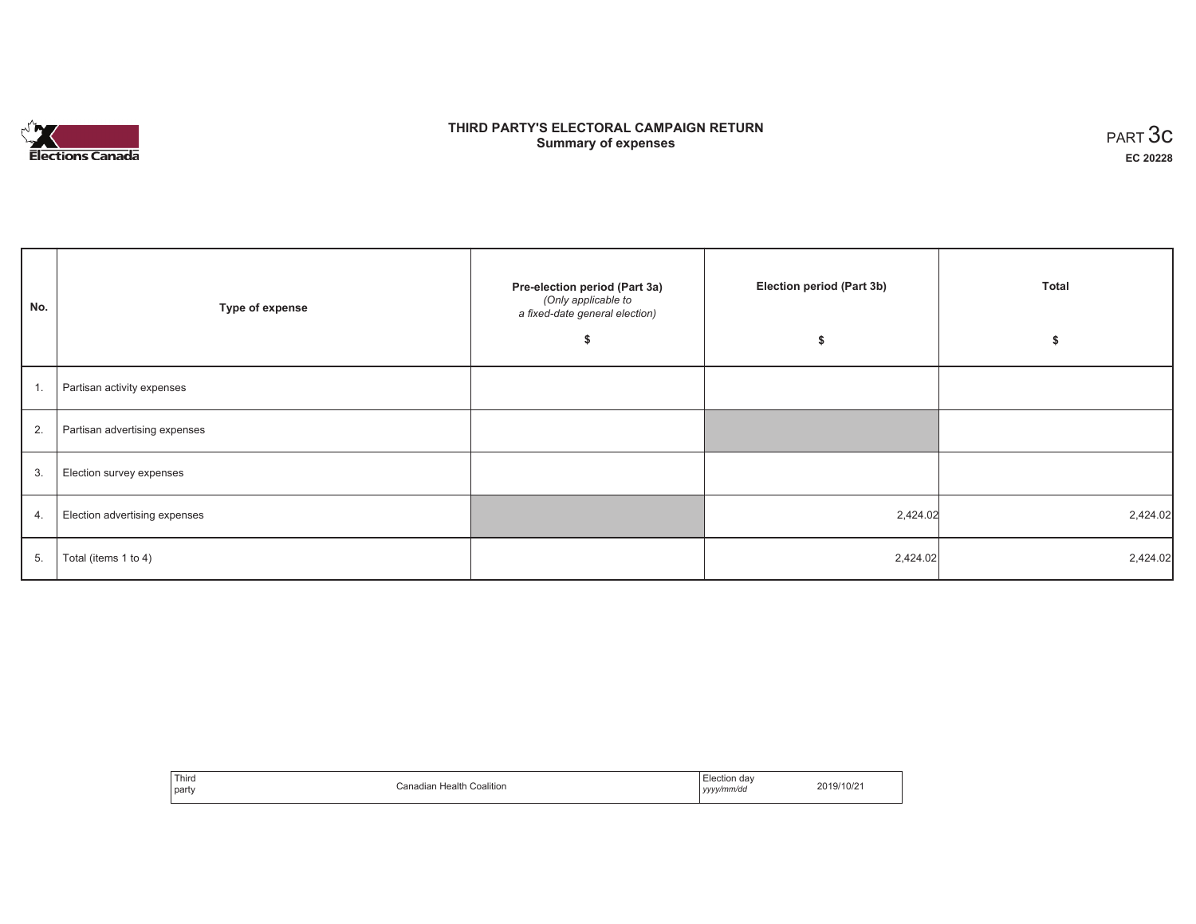# THIRD PARTY'S ELECTORAL CAMPAIGN RETURN
## Summary of expenses

PART 3c

EC 20228

| No. | Type of expense | Pre-election period (Part 3a) *(Only applicable to a fixed-date general election)* $ | Election period (Part 3b) $ | Total $ |
|---|---|---|---|---|
| 1. | Partisan activity expenses | | | |
| 2. | Partisan advertising expenses | | | |
| 3. | Election survey expenses | | | |
| 4. | Election advertising expenses | | 2,424.02 | 2,424.02 |
| 5. | Total (items 1 to 4) | | 2,424.02 | 2,424.02 |

| | | | |
|---|---|---|---|
| Third party | Canadian Health Coalition | Election day *yyyy/mm/dd* | 2019/10/21 |